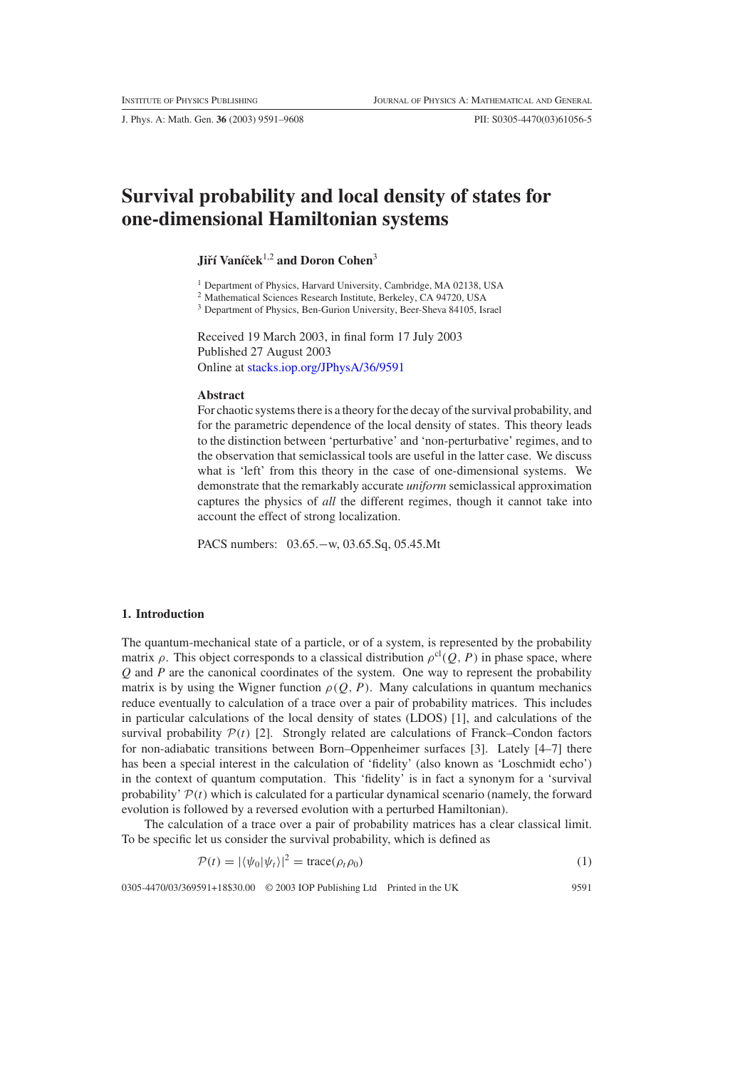# Survival probability and local density of states for one-dimensional Hamiltonian systems

**Jiří Vaníček**[1,2] **and Doron Cohen**[3]

[1] Department of Physics, Harvard University, Cambridge, MA 02138, USA
[2] Mathematical Sciences Research Institute, Berkeley, CA 94720, USA
[3] Department of Physics, Ben-Gurion University, Beer-Sheva 84105, Israel

Received 19 March 2003, in final form 17 July 2003
Published 27 August 2003
Online at stacks.iop.org/JPhysA/36/9591

## Abstract

For chaotic systems there is a theory for the decay of the survival probability, and for the parametric dependence of the local density of states. This theory leads to the distinction between 'perturbative' and 'non-perturbative' regimes, and to the observation that semiclassical tools are useful in the latter case. We discuss what is 'left' from this theory in the case of one-dimensional systems. We demonstrate that the remarkably accurate *uniform* semiclassical approximation captures the physics of *all* the different regimes, though it cannot take into account the effect of strong localization.

PACS numbers: 03.65.−w, 03.65.Sq, 05.45.Mt

## 1. Introduction

The quantum-mechanical state of a particle, or of a system, is represented by the probability matrix $\rho$. This object corresponds to a classical distribution $\rho^{\mathrm{cl}}(Q, P)$ in phase space, where $Q$ and $P$ are the canonical coordinates of the system. One way to represent the probability matrix is by using the Wigner function $\rho(Q, P)$. Many calculations in quantum mechanics reduce eventually to calculation of a trace over a pair of probability matrices. This includes in particular calculations of the local density of states (LDOS) [1], and calculations of the survival probability $\mathcal{P}(t)$ [2]. Strongly related are calculations of Franck–Condon factors for non-adiabatic transitions between Born–Oppenheimer surfaces [3]. Lately [4–7] there has been a special interest in the calculation of 'fidelity' (also known as 'Loschmidt echo') in the context of quantum computation. This 'fidelity' is in fact a synonym for a 'survival probability' $\mathcal{P}(t)$ which is calculated for a particular dynamical scenario (namely, the forward evolution is followed by a reversed evolution with a perturbed Hamiltonian).

The calculation of a trace over a pair of probability matrices has a clear classical limit. To be specific let us consider the survival probability, which is defined as

$$\mathcal{P}(t) = |\langle\psi_0|\psi_t\rangle|^2 = \mathrm{trace}(\rho_t \rho_0) \tag{1}$$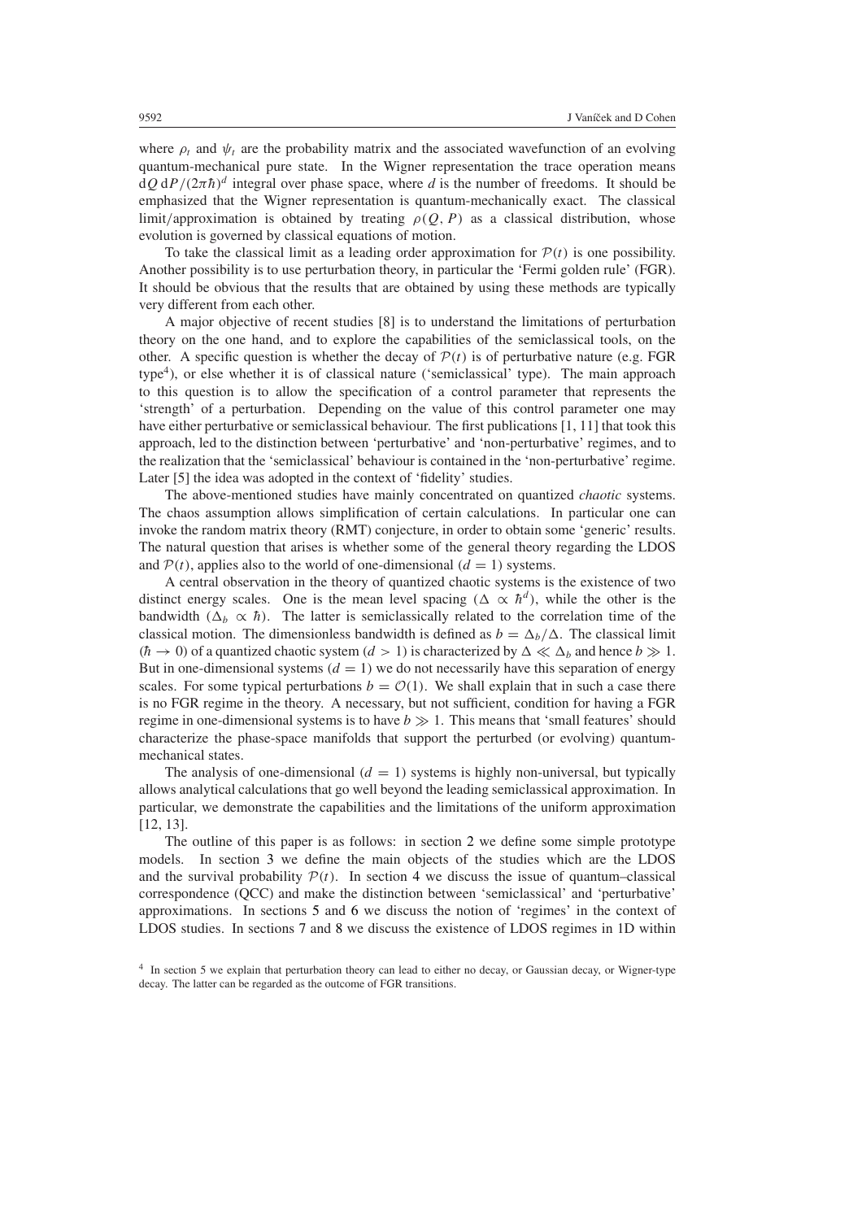where $\rho_t$ and $\psi_t$ are the probability matrix and the associated wavefunction of an evolving quantum-mechanical pure state. In the Wigner representation the trace operation means $\mathrm{d}Q\,\mathrm{d}P/(2\pi\hbar)^d$ integral over phase space, where $d$ is the number of freedoms. It should be emphasized that the Wigner representation is quantum-mechanically exact. The classical limit/approximation is obtained by treating $\rho(Q, P)$ as a classical distribution, whose evolution is governed by classical equations of motion.

To take the classical limit as a leading order approximation for $\mathcal{P}(t)$ is one possibility. Another possibility is to use perturbation theory, in particular the 'Fermi golden rule' (FGR). It should be obvious that the results that are obtained by using these methods are typically very different from each other.

A major objective of recent studies [8] is to understand the limitations of perturbation theory on the one hand, and to explore the capabilities of the semiclassical tools, on the other. A specific question is whether the decay of $\mathcal{P}(t)$ is of perturbative nature (e.g. FGR type[4]), or else whether it is of classical nature ('semiclassical' type). The main approach to this question is to allow the specification of a control parameter that represents the 'strength' of a perturbation. Depending on the value of this control parameter one may have either perturbative or semiclassical behaviour. The first publications [1, 11] that took this approach, led to the distinction between 'perturbative' and 'non-perturbative' regimes, and to the realization that the 'semiclassical' behaviour is contained in the 'non-perturbative' regime. Later [5] the idea was adopted in the context of 'fidelity' studies.

The above-mentioned studies have mainly concentrated on quantized *chaotic* systems. The chaos assumption allows simplification of certain calculations. In particular one can invoke the random matrix theory (RMT) conjecture, in order to obtain some 'generic' results. The natural question that arises is whether some of the general theory regarding the LDOS and $\mathcal{P}(t)$, applies also to the world of one-dimensional ($d = 1$) systems.

A central observation in the theory of quantized chaotic systems is the existence of two distinct energy scales. One is the mean level spacing ($\Delta \propto \hbar^d$), while the other is the bandwidth ($\Delta_b \propto \hbar$). The latter is semiclassically related to the correlation time of the classical motion. The dimensionless bandwidth is defined as $b = \Delta_b/\Delta$. The classical limit ($\hbar \to 0$) of a quantized chaotic system ($d > 1$) is characterized by $\Delta \ll \Delta_b$ and hence $b \gg 1$. But in one-dimensional systems ($d = 1$) we do not necessarily have this separation of energy scales. For some typical perturbations $b = \mathcal{O}(1)$. We shall explain that in such a case there is no FGR regime in the theory. A necessary, but not sufficient, condition for having a FGR regime in one-dimensional systems is to have $b \gg 1$. This means that 'small features' should characterize the phase-space manifolds that support the perturbed (or evolving) quantum-mechanical states.

The analysis of one-dimensional ($d = 1$) systems is highly non-universal, but typically allows analytical calculations that go well beyond the leading semiclassical approximation. In particular, we demonstrate the capabilities and the limitations of the uniform approximation [12, 13].

The outline of this paper is as follows: in section 2 we define some simple prototype models. In section 3 we define the main objects of the studies which are the LDOS and the survival probability $\mathcal{P}(t)$. In section 4 we discuss the issue of quantum–classical correspondence (QCC) and make the distinction between 'semiclassical' and 'perturbative' approximations. In sections 5 and 6 we discuss the notion of 'regimes' in the context of LDOS studies. In sections 7 and 8 we discuss the existence of LDOS regimes in 1D within

[4] In section 5 we explain that perturbation theory can lead to either no decay, or Gaussian decay, or Wigner-type decay. The latter can be regarded as the outcome of FGR transitions.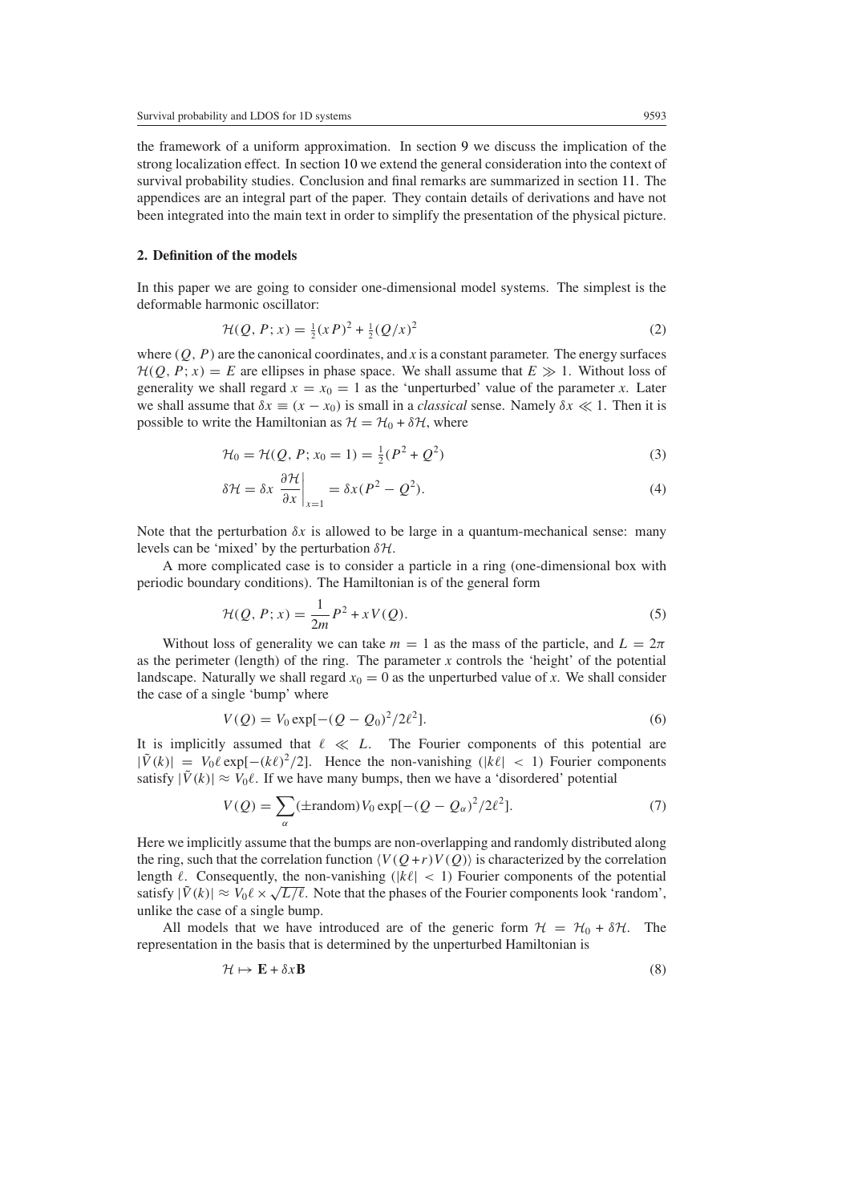the framework of a uniform approximation. In section 9 we discuss the implication of the strong localization effect. In section 10 we extend the general consideration into the context of survival probability studies. Conclusion and final remarks are summarized in section 11. The appendices are an integral part of the paper. They contain details of derivations and have not been integrated into the main text in order to simplify the presentation of the physical picture.

## 2. Definition of the models

In this paper we are going to consider one-dimensional model systems. The simplest is the deformable harmonic oscillator:

$$\mathcal{H}(Q, P; x) = \tfrac{1}{2}(xP)^2 + \tfrac{1}{2}(Q/x)^2 \tag{2}$$

where $(Q, P)$ are the canonical coordinates, and $x$ is a constant parameter. The energy surfaces $\mathcal{H}(Q, P; x) = E$ are ellipses in phase space. We shall assume that $E \gg 1$. Without loss of generality we shall regard $x = x_0 = 1$ as the 'unperturbed' value of the parameter $x$. Later we shall assume that $\delta x \equiv (x - x_0)$ is small in a *classical* sense. Namely $\delta x \ll 1$. Then it is possible to write the Hamiltonian as $\mathcal{H} = \mathcal{H}_0 + \delta\mathcal{H}$, where

$$\mathcal{H}_0 = \mathcal{H}(Q, P; x_0 = 1) = \tfrac{1}{2}(P^2 + Q^2) \tag{3}$$

$$\delta\mathcal{H} = \delta x \left.\frac{\partial \mathcal{H}}{\partial x}\right|_{x=1} = \delta x(P^2 - Q^2). \tag{4}$$

Note that the perturbation $\delta x$ is allowed to be large in a quantum-mechanical sense: many levels can be 'mixed' by the perturbation $\delta\mathcal{H}$.

A more complicated case is to consider a particle in a ring (one-dimensional box with periodic boundary conditions). The Hamiltonian is of the general form

$$\mathcal{H}(Q, P; x) = \frac{1}{2m}P^2 + xV(Q). \tag{5}$$

Without loss of generality we can take $m = 1$ as the mass of the particle, and $L = 2\pi$ as the perimeter (length) of the ring. The parameter $x$ controls the 'height' of the potential landscape. Naturally we shall regard $x_0 = 0$ as the unperturbed value of $x$. We shall consider the case of a single 'bump' where

$$V(Q) = V_0 \exp[-(Q - Q_0)^2/2\ell^2]. \tag{6}$$

It is implicitly assumed that $\ell \ll L$. The Fourier components of this potential are $|\tilde{V}(k)| = V_0\ell \exp[-(k\ell)^2/2]$. Hence the non-vanishing ($|k\ell| < 1$) Fourier components satisfy $|\tilde{V}(k)| \approx V_0\ell$. If we have many bumps, then we have a 'disordered' potential

$$V(Q) = \sum_{\alpha} (\pm\text{random}) V_0 \exp[-(Q - Q_\alpha)^2/2\ell^2]. \tag{7}$$

Here we implicitly assume that the bumps are non-overlapping and randomly distributed along the ring, such that the correlation function $\langle V(Q+r)V(Q)\rangle$ is characterized by the correlation length $\ell$. Consequently, the non-vanishing ($|k\ell| < 1$) Fourier components of the potential satisfy $|\tilde{V}(k)| \approx V_0\ell \times \sqrt{L/\ell}$. Note that the phases of the Fourier components look 'random', unlike the case of a single bump.

All models that we have introduced are of the generic form $\mathcal{H} = \mathcal{H}_0 + \delta\mathcal{H}$. The representation in the basis that is determined by the unperturbed Hamiltonian is

$$\mathcal{H} \mapsto \mathbf{E} + \delta x \mathbf{B} \tag{8}$$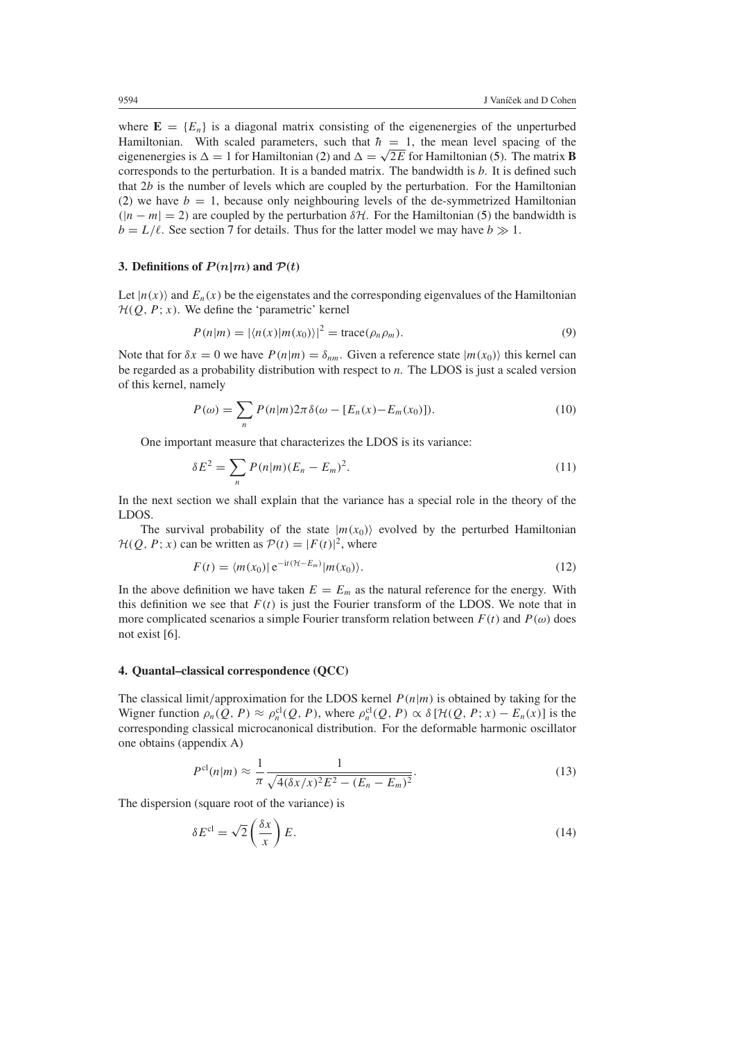where $\mathbf{E} = \{E_n\}$ is a diagonal matrix consisting of the eigenenergies of the unperturbed Hamiltonian. With scaled parameters, such that $\hbar = 1$, the mean level spacing of the eigenenergies is $\Delta = 1$ for Hamiltonian (2) and $\Delta = \sqrt{2E}$ for Hamiltonian (5). The matrix $\mathbf{B}$ corresponds to the perturbation. It is a banded matrix. The bandwidth is $b$. It is defined such that $2b$ is the number of levels which are coupled by the perturbation. For the Hamiltonian (2) we have $b = 1$, because only neighbouring levels of the de-symmetrized Hamiltonian ($|n - m| = 2$) are coupled by the perturbation $\delta\mathcal{H}$. For the Hamiltonian (5) the bandwidth is $b = L/\ell$. See section 7 for details. Thus for the latter model we may have $b \gg 1$.

### 3. Definitions of $P(n|m)$ and $\mathcal{P}(t)$

Let $|n(x)\rangle$ and $E_n(x)$ be the eigenstates and the corresponding eigenvalues of the Hamiltonian $\mathcal{H}(Q, P; x)$. We define the 'parametric' kernel

$$P(n|m) = |\langle n(x)|m(x_0)\rangle|^2 = \mathrm{trace}(\rho_n \rho_m). \tag{9}$$

Note that for $\delta x = 0$ we have $P(n|m) = \delta_{nm}$. Given a reference state $|m(x_0)\rangle$ this kernel can be regarded as a probability distribution with respect to $n$. The LDOS is just a scaled version of this kernel, namely

$$P(\omega) = \sum_n P(n|m) 2\pi \delta(\omega - [E_n(x) - E_m(x_0)]). \tag{10}$$

One important measure that characterizes the LDOS is its variance:

$$\delta E^2 = \sum_n P(n|m)(E_n - E_m)^2. \tag{11}$$

In the next section we shall explain that the variance has a special role in the theory of the LDOS.

The survival probability of the state $|m(x_0)\rangle$ evolved by the perturbed Hamiltonian $\mathcal{H}(Q, P; x)$ can be written as $\mathcal{P}(t) = |F(t)|^2$, where

$$F(t) = \langle m(x_0)| \mathrm{e}^{-\mathrm{i}t(\mathcal{H} - E_m)} |m(x_0)\rangle. \tag{12}$$

In the above definition we have taken $E = E_m$ as the natural reference for the energy. With this definition we see that $F(t)$ is just the Fourier transform of the LDOS. We note that in more complicated scenarios a simple Fourier transform relation between $F(t)$ and $P(\omega)$ does not exist [6].

### 4. Quantal–classical correspondence (QCC)

The classical limit/approximation for the LDOS kernel $P(n|m)$ is obtained by taking for the Wigner function $\rho_n(Q, P) \approx \rho_n^{\mathrm{cl}}(Q, P)$, where $\rho_n^{\mathrm{cl}}(Q, P) \propto \delta[\mathcal{H}(Q, P; x) - E_n(x)]$ is the corresponding classical microcanonical distribution. For the deformable harmonic oscillator one obtains (appendix A)

$$P^{\mathrm{cl}}(n|m) \approx \frac{1}{\pi} \frac{1}{\sqrt{4(\delta x/x)^2 E^2 - (E_n - E_m)^2}}. \tag{13}$$

The dispersion (square root of the variance) is

$$\delta E^{\mathrm{cl}} = \sqrt{2} \left( \frac{\delta x}{x} \right) E. \tag{14}$$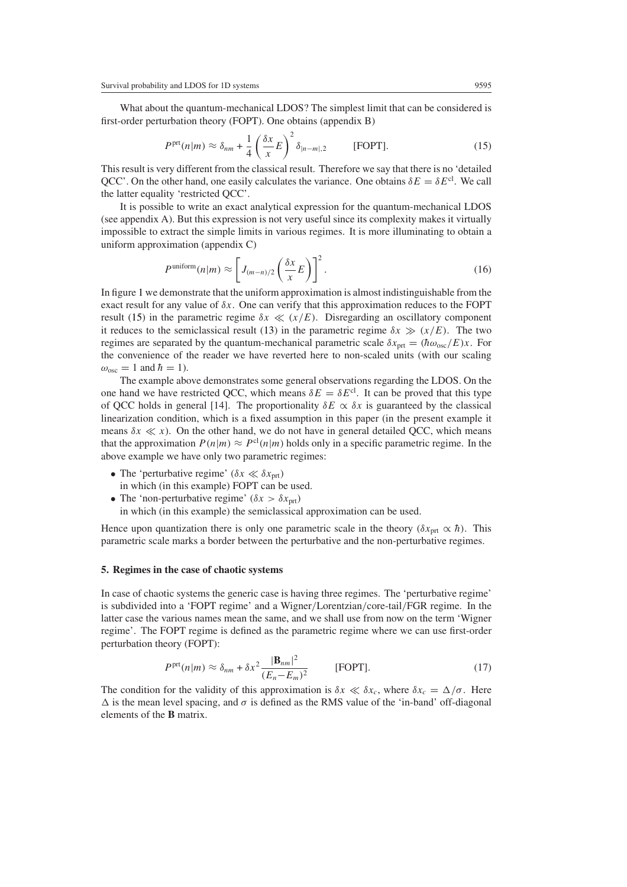What about the quantum-mechanical LDOS? The simplest limit that can be considered is first-order perturbation theory (FOPT). One obtains (appendix B)

$$P^{\text{prt}}(n|m) \approx \delta_{nm} + \frac{1}{4}\left(\frac{\delta x}{x}E\right)^2 \delta_{|n-m|,2} \qquad \text{[FOPT]}. \tag{15}$$

This result is very different from the classical result. Therefore we say that there is no 'detailed QCC'. On the other hand, one easily calculates the variance. One obtains $\delta E = \delta E^{\text{cl}}$. We call the latter equality 'restricted QCC'.

It is possible to write an exact analytical expression for the quantum-mechanical LDOS (see appendix A). But this expression is not very useful since its complexity makes it virtually impossible to extract the simple limits in various regimes. It is more illuminating to obtain a uniform approximation (appendix C)

$$P^{\text{uniform}}(n|m) \approx \left[J_{(m-n)/2}\left(\frac{\delta x}{x}E\right)\right]^2. \tag{16}$$

In figure 1 we demonstrate that the uniform approximation is almost indistinguishable from the exact result for any value of $\delta x$. One can verify that this approximation reduces to the FOPT result (15) in the parametric regime $\delta x \ll (x/E)$. Disregarding an oscillatory component it reduces to the semiclassical result (13) in the parametric regime $\delta x \gg (x/E)$. The two regimes are separated by the quantum-mechanical parametric scale $\delta x_{\text{prt}} = (\hbar\omega_{\text{osc}}/E)x$. For the convenience of the reader we have reverted here to non-scaled units (with our scaling $\omega_{\text{osc}} = 1$ and $\hbar = 1$).

The example above demonstrates some general observations regarding the LDOS. On the one hand we have restricted QCC, which means $\delta E = \delta E^{\text{cl}}$. It can be proved that this type of QCC holds in general [14]. The proportionality $\delta E \propto \delta x$ is guaranteed by the classical linearization condition, which is a fixed assumption in this paper (in the present example it means $\delta x \ll x$). On the other hand, we do not have in general detailed QCC, which means that the approximation $P(n|m) \approx P^{\text{cl}}(n|m)$ holds only in a specific parametric regime. In the above example we have only two parametric regimes:

- The 'perturbative regime' ($\delta x \ll \delta x_{\text{prt}}$) in which (in this example) FOPT can be used.
- The 'non-perturbative regime' ($\delta x > \delta x_{\text{prt}}$) in which (in this example) the semiclassical approximation can be used.

Hence upon quantization there is only one parametric scale in the theory ($\delta x_{\text{prt}} \propto \hbar$). This parametric scale marks a border between the perturbative and the non-perturbative regimes.

## 5. Regimes in the case of chaotic systems

In case of chaotic systems the generic case is having three regimes. The 'perturbative regime' is subdivided into a 'FOPT regime' and a Wigner/Lorentzian/core-tail/FGR regime. In the latter case the various names mean the same, and we shall use from now on the term 'Wigner regime'. The FOPT regime is defined as the parametric regime where we can use first-order perturbation theory (FOPT):

$$P^{\text{prt}}(n|m) \approx \delta_{nm} + \delta x^2 \frac{|\mathbf{B}_{nm}|^2}{(E_n - E_m)^2} \qquad \text{[FOPT]}. \tag{17}$$

The condition for the validity of this approximation is $\delta x \ll \delta x_c$, where $\delta x_c = \Delta/\sigma$. Here $\Delta$ is the mean level spacing, and $\sigma$ is defined as the RMS value of the 'in-band' off-diagonal elements of the $\mathbf{B}$ matrix.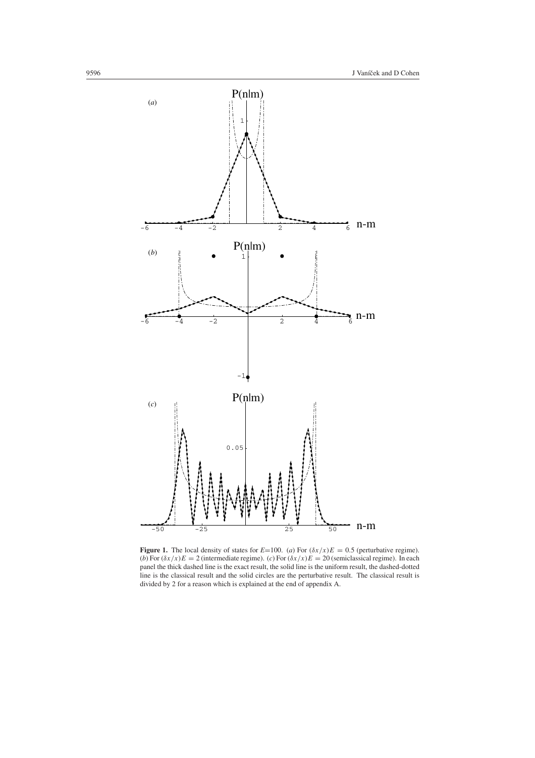**Figure 1.** The local density of states for $E$=100. (*a*) For $(\delta x/x)E = 0.5$ (perturbative regime). (*b*) For $(\delta x/x)E = 2$ (intermediate regime). (*c*) For $(\delta x/x)E = 20$ (semiclassical regime). In each panel the thick dashed line is the exact result, the solid line is the uniform result, the dashed-dotted line is the classical result and the solid circles are the perturbative result. The classical result is divided by 2 for a reason which is explained at the end of appendix A.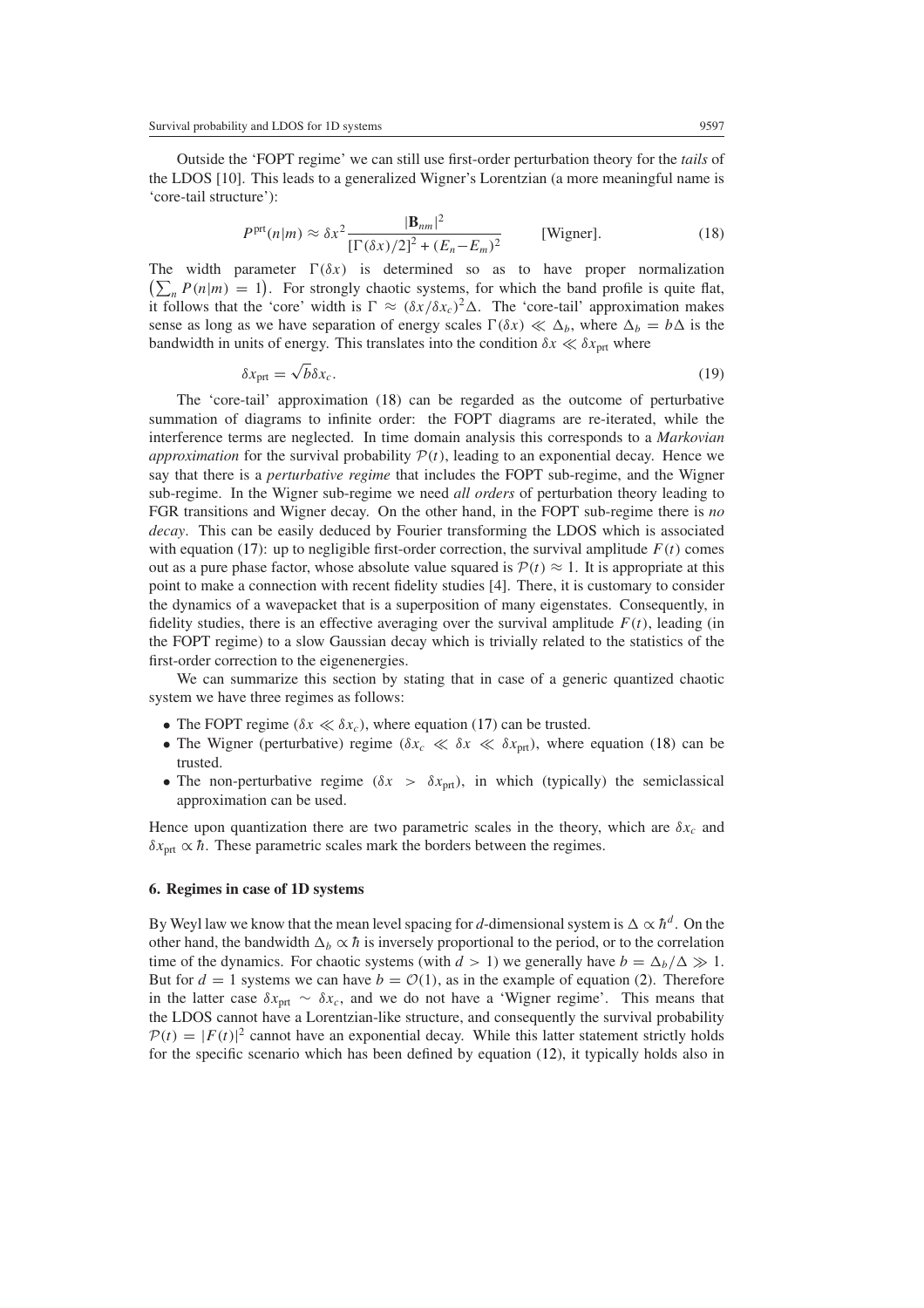Outside the 'FOPT regime' we can still use first-order perturbation theory for the *tails* of the LDOS [10]. This leads to a generalized Wigner's Lorentzian (a more meaningful name is 'core-tail structure'):

$$P^{\mathrm{prt}}(n|m) \approx \delta x^2 \frac{|\mathbf{B}_{nm}|^2}{[\Gamma(\delta x)/2]^2 + (E_n - E_m)^2} \qquad \text{[Wigner].} \tag{18}$$

The width parameter $\Gamma(\delta x)$ is determined so as to have proper normalization $\left(\sum_n P(n|m) = 1\right)$. For strongly chaotic systems, for which the band profile is quite flat, it follows that the 'core' width is $\Gamma \approx (\delta x/\delta x_c)^2 \Delta$. The 'core-tail' approximation makes sense as long as we have separation of energy scales $\Gamma(\delta x) \ll \Delta_b$, where $\Delta_b = b\Delta$ is the bandwidth in units of energy. This translates into the condition $\delta x \ll \delta x_{\mathrm{prt}}$ where

$$\delta x_{\mathrm{prt}} = \sqrt{b}\, \delta x_c. \tag{19}$$

The 'core-tail' approximation (18) can be regarded as the outcome of perturbative summation of diagrams to infinite order: the FOPT diagrams are re-iterated, while the interference terms are neglected. In time domain analysis this corresponds to a *Markovian approximation* for the survival probability $\mathcal{P}(t)$, leading to an exponential decay. Hence we say that there is a *perturbative regime* that includes the FOPT sub-regime, and the Wigner sub-regime. In the Wigner sub-regime we need *all orders* of perturbation theory leading to FGR transitions and Wigner decay. On the other hand, in the FOPT sub-regime there is *no decay*. This can be easily deduced by Fourier transforming the LDOS which is associated with equation (17): up to negligible first-order correction, the survival amplitude $F(t)$ comes out as a pure phase factor, whose absolute value squared is $\mathcal{P}(t) \approx 1$. It is appropriate at this point to make a connection with recent fidelity studies [4]. There, it is customary to consider the dynamics of a wavepacket that is a superposition of many eigenstates. Consequently, in fidelity studies, there is an effective averaging over the survival amplitude $F(t)$, leading (in the FOPT regime) to a slow Gaussian decay which is trivially related to the statistics of the first-order correction to the eigenenergies.

We can summarize this section by stating that in case of a generic quantized chaotic system we have three regimes as follows:

- The FOPT regime ($\delta x \ll \delta x_c$), where equation (17) can be trusted.
- The Wigner (perturbative) regime ($\delta x_c \ll \delta x \ll \delta x_{\mathrm{prt}}$), where equation (18) can be trusted.
- The non-perturbative regime ($\delta x > \delta x_{\mathrm{prt}}$), in which (typically) the semiclassical approximation can be used.

Hence upon quantization there are two parametric scales in the theory, which are $\delta x_c$ and $\delta x_{\mathrm{prt}} \propto \hbar$. These parametric scales mark the borders between the regimes.

### 6. Regimes in case of 1D systems

By Weyl law we know that the mean level spacing for $d$-dimensional system is $\Delta \propto \hbar^d$. On the other hand, the bandwidth $\Delta_b \propto \hbar$ is inversely proportional to the period, or to the correlation time of the dynamics. For chaotic systems (with $d > 1$) we generally have $b = \Delta_b/\Delta \gg 1$. But for $d = 1$ systems we can have $b = \mathcal{O}(1)$, as in the example of equation (2). Therefore in the latter case $\delta x_{\mathrm{prt}} \sim \delta x_c$, and we do not have a 'Wigner regime'. This means that the LDOS cannot have a Lorentzian-like structure, and consequently the survival probability $\mathcal{P}(t) = |F(t)|^2$ cannot have an exponential decay. While this latter statement strictly holds for the specific scenario which has been defined by equation (12), it typically holds also in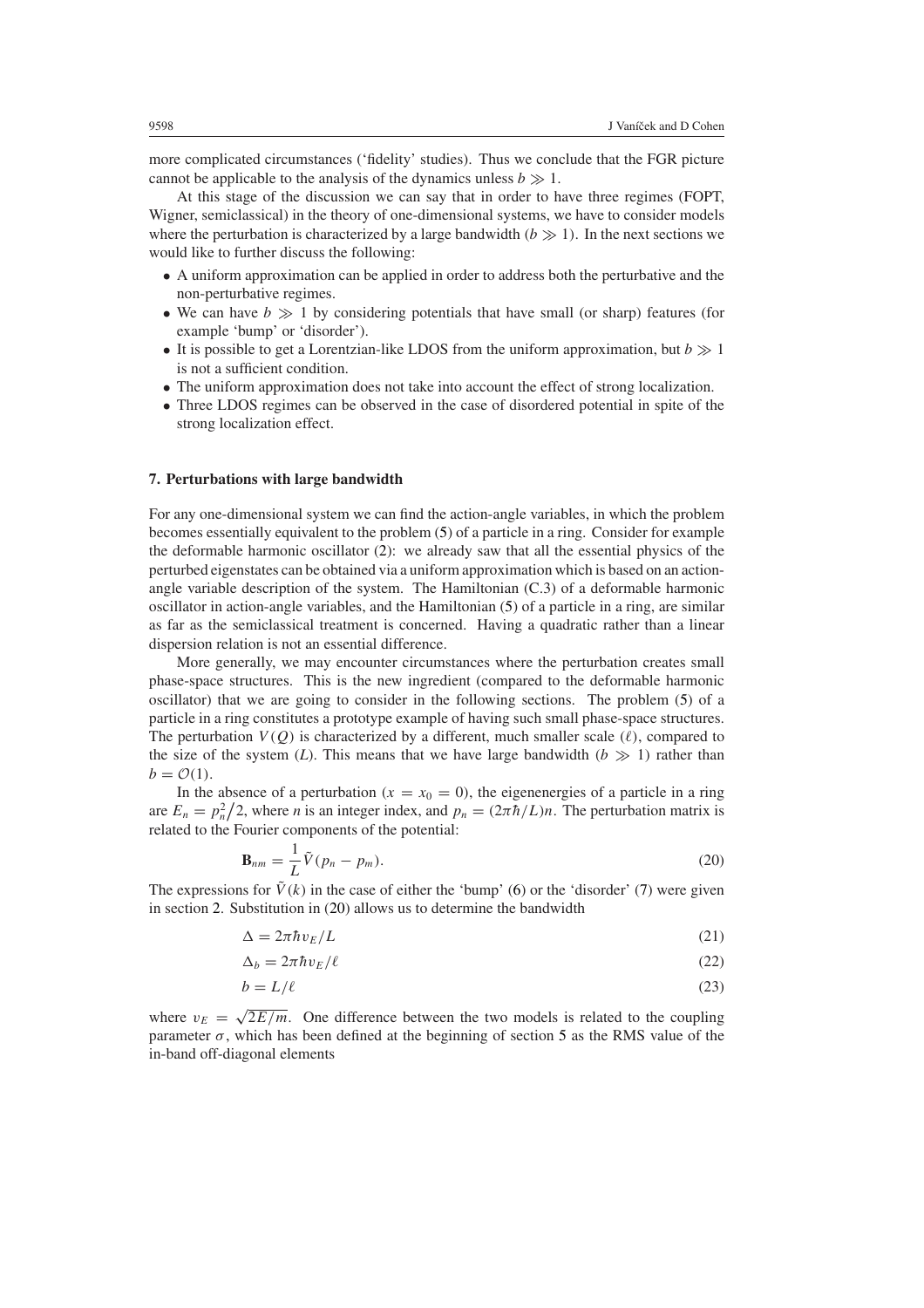more complicated circumstances ('fidelity' studies). Thus we conclude that the FGR picture cannot be applicable to the analysis of the dynamics unless $b \gg 1$.

At this stage of the discussion we can say that in order to have three regimes (FOPT, Wigner, semiclassical) in the theory of one-dimensional systems, we have to consider models where the perturbation is characterized by a large bandwidth ($b \gg 1$). In the next sections we would like to further discuss the following:

- A uniform approximation can be applied in order to address both the perturbative and the non-perturbative regimes.
- We can have $b \gg 1$ by considering potentials that have small (or sharp) features (for example 'bump' or 'disorder').
- It is possible to get a Lorentzian-like LDOS from the uniform approximation, but $b \gg 1$ is not a sufficient condition.
- The uniform approximation does not take into account the effect of strong localization.
- Three LDOS regimes can be observed in the case of disordered potential in spite of the strong localization effect.

## 7. Perturbations with large bandwidth

For any one-dimensional system we can find the action-angle variables, in which the problem becomes essentially equivalent to the problem (5) of a particle in a ring. Consider for example the deformable harmonic oscillator (2): we already saw that all the essential physics of the perturbed eigenstates can be obtained via a uniform approximation which is based on an action-angle variable description of the system. The Hamiltonian (C.3) of a deformable harmonic oscillator in action-angle variables, and the Hamiltonian (5) of a particle in a ring, are similar as far as the semiclassical treatment is concerned. Having a quadratic rather than a linear dispersion relation is not an essential difference.

More generally, we may encounter circumstances where the perturbation creates small phase-space structures. This is the new ingredient (compared to the deformable harmonic oscillator) that we are going to consider in the following sections. The problem (5) of a particle in a ring constitutes a prototype example of having such small phase-space structures. The perturbation $V(Q)$ is characterized by a different, much smaller scale ($\ell$), compared to the size of the system ($L$). This means that we have large bandwidth ($b \gg 1$) rather than $b = \mathcal{O}(1)$.

In the absence of a perturbation ($x = x_0 = 0$), the eigenenergies of a particle in a ring are $E_n = p_n^2/2$, where $n$ is an integer index, and $p_n = (2\pi\hbar/L)n$. The perturbation matrix is related to the Fourier components of the potential:

$$\mathbf{B}_{nm} = \frac{1}{L}\tilde{V}(p_n - p_m). \tag{20}$$

The expressions for $\tilde{V}(k)$ in the case of either the 'bump' (6) or the 'disorder' (7) were given in section 2. Substitution in (20) allows us to determine the bandwidth

$$\Delta = 2\pi\hbar v_E/L \tag{21}$$

$$\Delta_b = 2\pi\hbar v_E/\ell \tag{22}$$

$$b = L/\ell \tag{23}$$

where $v_E = \sqrt{2E/m}$. One difference between the two models is related to the coupling parameter $\sigma$, which has been defined at the beginning of section 5 as the RMS value of the in-band off-diagonal elements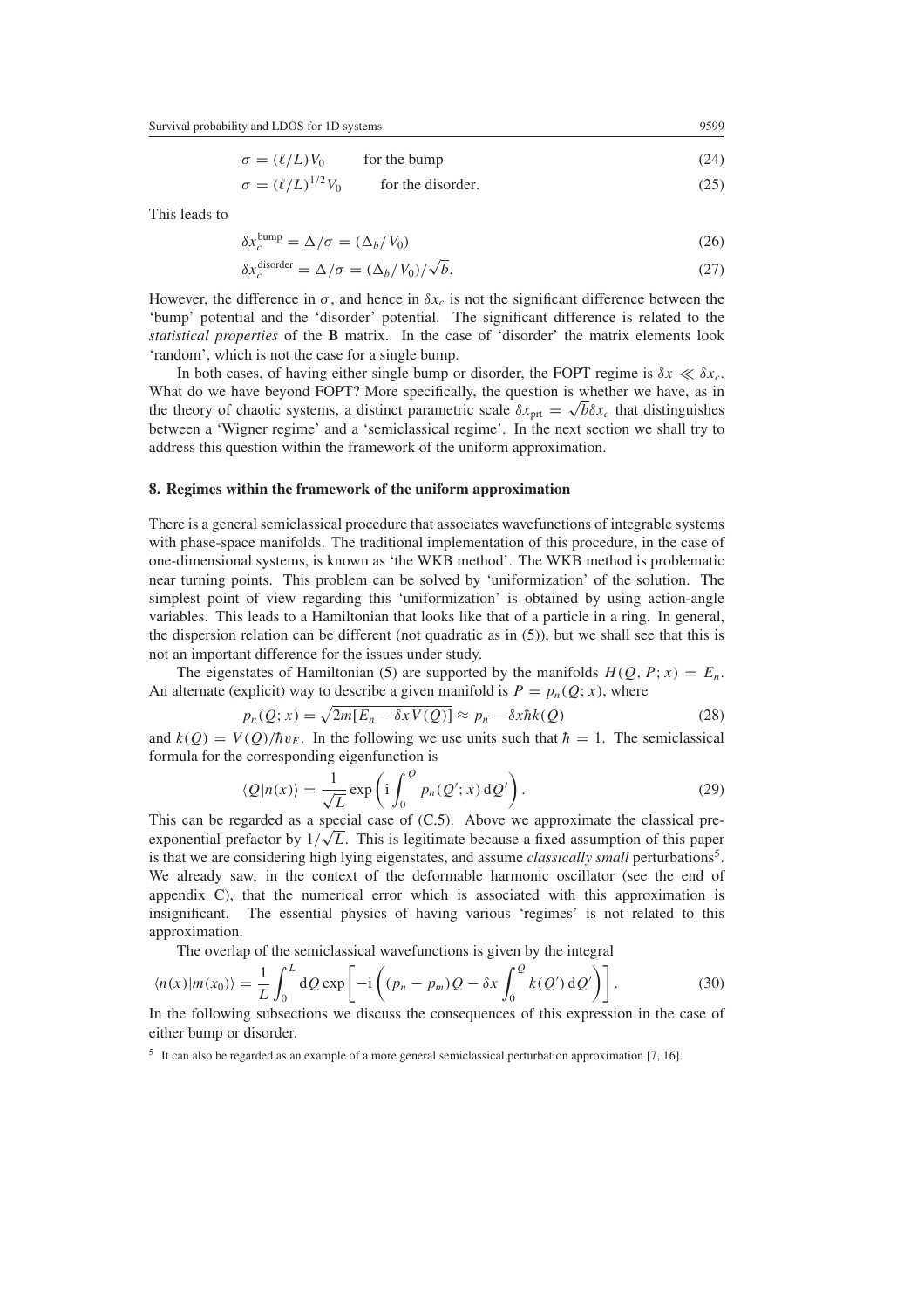$$\sigma = (\ell/L)V_0 \qquad \text{for the bump} \tag{24}$$

$$\sigma = (\ell/L)^{1/2}V_0 \qquad \text{for the disorder.} \tag{25}$$

This leads to

$$\delta x_c^{\text{bump}} = \Delta/\sigma = (\Delta_b/V_0) \tag{26}$$

$$\delta x_c^{\text{disorder}} = \Delta/\sigma = (\Delta_b/V_0)/\sqrt{b}. \tag{27}$$

However, the difference in $\sigma$, and hence in $\delta x_c$ is not the significant difference between the 'bump' potential and the 'disorder' potential. The significant difference is related to the *statistical properties* of the **B** matrix. In the case of 'disorder' the matrix elements look 'random', which is not the case for a single bump.

In both cases, of having either single bump or disorder, the FOPT regime is $\delta x \ll \delta x_c$. What do we have beyond FOPT? More specifically, the question is whether we have, as in the theory of chaotic systems, a distinct parametric scale $\delta x_{\text{prt}} = \sqrt{b}\delta x_c$ that distinguishes between a 'Wigner regime' and a 'semiclassical regime'. In the next section we shall try to address this question within the framework of the uniform approximation.

## 8. Regimes within the framework of the uniform approximation

There is a general semiclassical procedure that associates wavefunctions of integrable systems with phase-space manifolds. The traditional implementation of this procedure, in the case of one-dimensional systems, is known as 'the WKB method'. The WKB method is problematic near turning points. This problem can be solved by 'uniformization' of the solution. The simplest point of view regarding this 'uniformization' is obtained by using action-angle variables. This leads to a Hamiltonian that looks like that of a particle in a ring. In general, the dispersion relation can be different (not quadratic as in (5)), but we shall see that this is not an important difference for the issues under study.

The eigenstates of Hamiltonian (5) are supported by the manifolds $H(Q, P; x) = E_n$. An alternate (explicit) way to describe a given manifold is $P = p_n(Q; x)$, where

$$p_n(Q; x) = \sqrt{2m[E_n - \delta x V(Q)]} \approx p_n - \delta x \hbar k(Q) \tag{28}$$

and $k(Q) = V(Q)/\hbar v_E$. In the following we use units such that $\hbar = 1$. The semiclassical formula for the corresponding eigenfunction is

$$\langle Q|n(x)\rangle = \frac{1}{\sqrt{L}} \exp\left(\mathrm{i}\int_0^Q p_n(Q'; x)\,\mathrm{d}Q'\right). \tag{29}$$

This can be regarded as a special case of (C.5). Above we approximate the classical pre-exponential prefactor by $1/\sqrt{L}$. This is legitimate because a fixed assumption of this paper is that we are considering high lying eigenstates, and assume *classically small* perturbations[5]. We already saw, in the context of the deformable harmonic oscillator (see the end of appendix C), that the numerical error which is associated with this approximation is insignificant. The essential physics of having various 'regimes' is not related to this approximation.

The overlap of the semiclassical wavefunctions is given by the integral

$$\langle n(x)|m(x_0)\rangle = \frac{1}{L}\int_0^L \mathrm{d}Q \exp\left[-\mathrm{i}\left((p_n - p_m)Q - \delta x \int_0^Q k(Q')\,\mathrm{d}Q'\right)\right]. \tag{30}$$

In the following subsections we discuss the consequences of this expression in the case of either bump or disorder.

[5] It can also be regarded as an example of a more general semiclassical perturbation approximation [7, 16].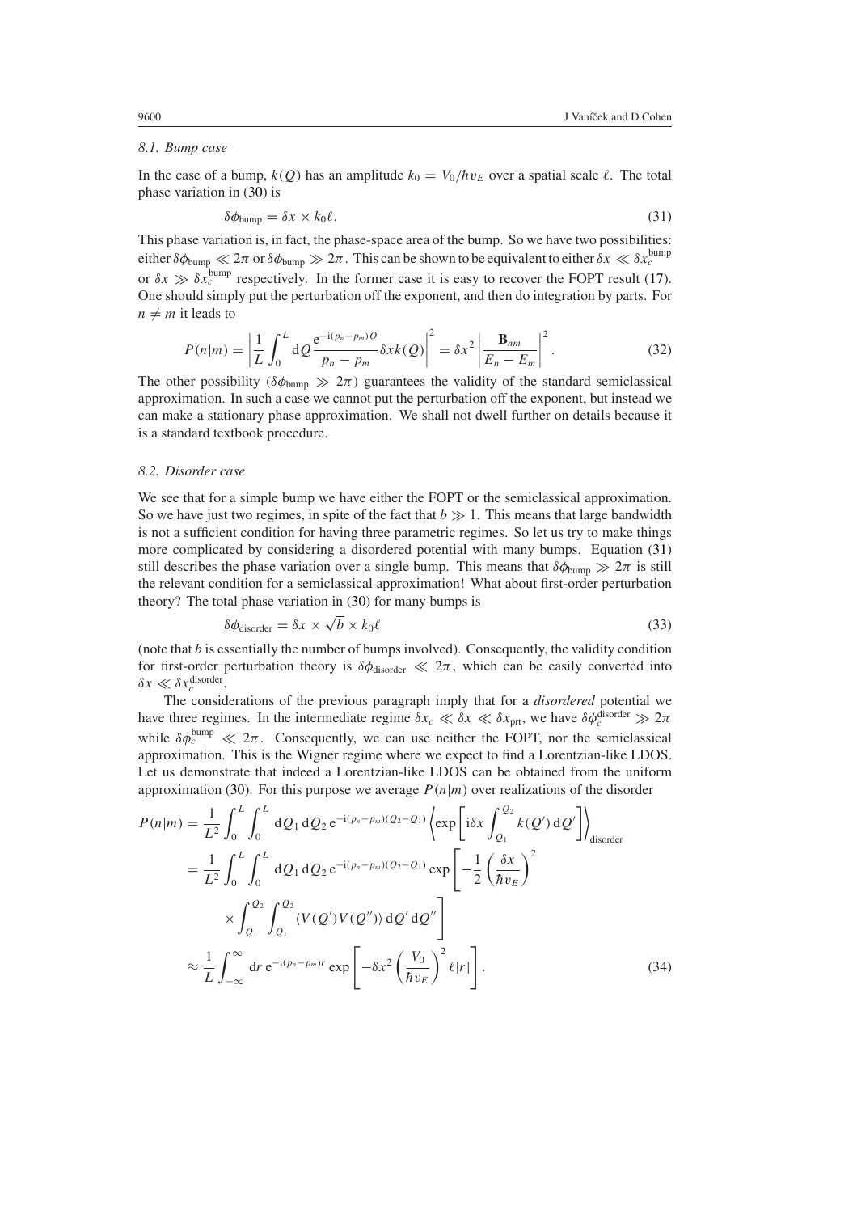### 8.1. Bump case

In the case of a bump, $k(Q)$ has an amplitude $k_0 = V_0/\hbar v_E$ over a spatial scale $\ell$. The total phase variation in (30) is

$$\delta\phi_{\text{bump}} = \delta x \times k_0 \ell. \tag{31}$$

This phase variation is, in fact, the phase-space area of the bump. So we have two possibilities: either $\delta\phi_{\text{bump}} \ll 2\pi$ or $\delta\phi_{\text{bump}} \gg 2\pi$. This can be shown to be equivalent to either $\delta x \ll \delta x_c^{\text{bump}}$ or $\delta x \gg \delta x_c^{\text{bump}}$ respectively. In the former case it is easy to recover the FOPT result (17). One should simply put the perturbation off the exponent, and then do integration by parts. For $n \neq m$ it leads to

$$P(n|m) = \left| \frac{1}{L} \int_0^L \mathrm{d}Q \frac{\mathrm{e}^{-\mathrm{i}(p_n - p_m)Q}}{p_n - p_m} \delta x k(Q) \right|^2 = \delta x^2 \left| \frac{\mathbf{B}_{nm}}{E_n - E_m} \right|^2. \tag{32}$$

The other possibility ($\delta\phi_{\text{bump}} \gg 2\pi$) guarantees the validity of the standard semiclassical approximation. In such a case we cannot put the perturbation off the exponent, but instead we can make a stationary phase approximation. We shall not dwell further on details because it is a standard textbook procedure.

### 8.2. Disorder case

We see that for a simple bump we have either the FOPT or the semiclassical approximation. So we have just two regimes, in spite of the fact that $b \gg 1$. This means that large bandwidth is not a sufficient condition for having three parametric regimes. So let us try to make things more complicated by considering a disordered potential with many bumps. Equation (31) still describes the phase variation over a single bump. This means that $\delta\phi_{\text{bump}} \gg 2\pi$ is still the relevant condition for a semiclassical approximation! What about first-order perturbation theory? The total phase variation in (30) for many bumps is

$$\delta\phi_{\text{disorder}} = \delta x \times \sqrt{b} \times k_0 \ell \tag{33}$$

(note that $b$ is essentially the number of bumps involved). Consequently, the validity condition for first-order perturbation theory is $\delta\phi_{\text{disorder}} \ll 2\pi$, which can be easily converted into $\delta x \ll \delta x_c^{\text{disorder}}$.

The considerations of the previous paragraph imply that for a *disordered* potential we have three regimes. In the intermediate regime $\delta x_c \ll \delta x \ll \delta x_{\text{prt}}$, we have $\delta\phi_c^{\text{disorder}} \gg 2\pi$ while $\delta\phi_c^{\text{bump}} \ll 2\pi$. Consequently, we can use neither the FOPT, nor the semiclassical approximation. This is the Wigner regime where we expect to find a Lorentzian-like LDOS. Let us demonstrate that indeed a Lorentzian-like LDOS can be obtained from the uniform approximation (30). For this purpose we average $P(n|m)$ over realizations of the disorder

$$\begin{aligned}
P(n|m) &= \frac{1}{L^2} \int_0^L \int_0^L \mathrm{d}Q_1 \, \mathrm{d}Q_2 \, \mathrm{e}^{-\mathrm{i}(p_n - p_m)(Q_2 - Q_1)} \left\langle \exp\left[ \mathrm{i}\delta x \int_{Q_1}^{Q_2} k(Q') \, \mathrm{d}Q' \right] \right\rangle_{\text{disorder}} \\
&= \frac{1}{L^2} \int_0^L \int_0^L \mathrm{d}Q_1 \, \mathrm{d}Q_2 \, \mathrm{e}^{-\mathrm{i}(p_n - p_m)(Q_2 - Q_1)} \exp\left[ -\frac{1}{2} \left( \frac{\delta x}{\hbar v_E} \right)^2 \right. \\
&\qquad \left. \times \int_{Q_1}^{Q_2} \int_{Q_1}^{Q_2} \langle V(Q') V(Q'') \rangle \, \mathrm{d}Q' \, \mathrm{d}Q'' \right] \\
&\approx \frac{1}{L} \int_{-\infty}^{\infty} \mathrm{d}r \, \mathrm{e}^{-\mathrm{i}(p_n - p_m)r} \exp\left[ -\delta x^2 \left( \frac{V_0}{\hbar v_E} \right)^2 \ell |r| \right].
\end{aligned} \tag{34}$$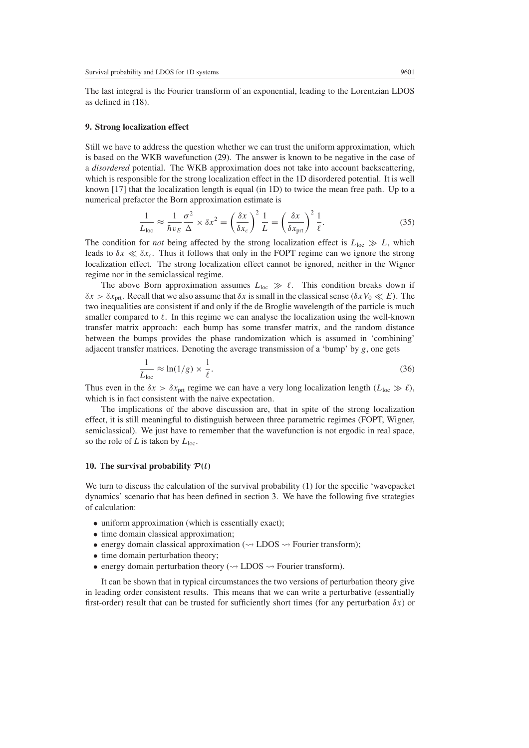The last integral is the Fourier transform of an exponential, leading to the Lorentzian LDOS as defined in (18).

## 9. Strong localization effect

Still we have to address the question whether we can trust the uniform approximation, which is based on the WKB wavefunction (29). The answer is known to be negative in the case of a *disordered* potential. The WKB approximation does not take into account backscattering, which is responsible for the strong localization effect in the 1D disordered potential. It is well known [17] that the localization length is equal (in 1D) to twice the mean free path. Up to a numerical prefactor the Born approximation estimate is

$$\frac{1}{L_{\text{loc}}} \approx \frac{1}{\hbar v_E} \frac{\sigma^2}{\Delta} \times \delta x^2 = \left(\frac{\delta x}{\delta x_c}\right)^2 \frac{1}{L} = \left(\frac{\delta x}{\delta x_{\text{prt}}}\right)^2 \frac{1}{\ell}. \tag{35}$$

The condition for *not* being affected by the strong localization effect is $L_{\text{loc}} \gg L$, which leads to $\delta x \ll \delta x_c$. Thus it follows that only in the FOPT regime can we ignore the strong localization effect. The strong localization effect cannot be ignored, neither in the Wigner regime nor in the semiclassical regime.

The above Born approximation assumes $L_{\text{loc}} \gg \ell$. This condition breaks down if $\delta x > \delta x_{\text{prt}}$. Recall that we also assume that $\delta x$ is small in the classical sense ($\delta x V_0 \ll E$). The two inequalities are consistent if and only if the de Broglie wavelength of the particle is much smaller compared to $\ell$. In this regime we can analyse the localization using the well-known transfer matrix approach: each bump has some transfer matrix, and the random distance between the bumps provides the phase randomization which is assumed in 'combining' adjacent transfer matrices. Denoting the average transmission of a 'bump' by $g$, one gets

$$\frac{1}{L_{\text{loc}}} \approx \ln(1/g) \times \frac{1}{\ell}. \tag{36}$$

Thus even in the $\delta x > \delta x_{\text{prt}}$ regime we can have a very long localization length ($L_{\text{loc}} \gg \ell$), which is in fact consistent with the naive expectation.

The implications of the above discussion are, that in spite of the strong localization effect, it is still meaningful to distinguish between three parametric regimes (FOPT, Wigner, semiclassical). We just have to remember that the wavefunction is not ergodic in real space, so the role of $L$ is taken by $L_{\text{loc}}$.

## 10. The survival probability $\mathcal{P}(t)$

We turn to discuss the calculation of the survival probability (1) for the specific 'wavepacket dynamics' scenario that has been defined in section 3. We have the following five strategies of calculation:

- uniform approximation (which is essentially exact);
- time domain classical approximation;
- energy domain classical approximation ($\rightsquigarrow$ LDOS $\rightsquigarrow$ Fourier transform);
- time domain perturbation theory;
- energy domain perturbation theory ($\rightsquigarrow$ LDOS $\rightsquigarrow$ Fourier transform).

It can be shown that in typical circumstances the two versions of perturbation theory give in leading order consistent results. This means that we can write a perturbative (essentially first-order) result that can be trusted for sufficiently short times (for any perturbation $\delta x$) or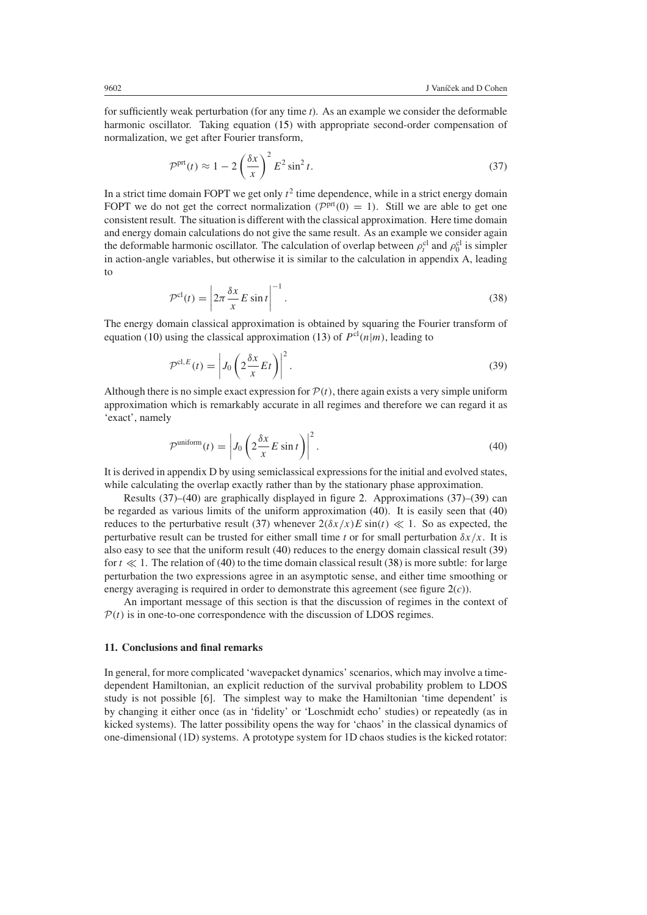for sufficiently weak perturbation (for any time $t$). As an example we consider the deformable harmonic oscillator. Taking equation (15) with appropriate second-order compensation of normalization, we get after Fourier transform,

$$\mathcal{P}^{\text{prt}}(t) \approx 1 - 2\left(\frac{\delta x}{x}\right)^2 E^2 \sin^2 t. \tag{37}$$

In a strict time domain FOPT we get only $t^2$ time dependence, while in a strict energy domain FOPT we do not get the correct normalization ($\mathcal{P}^{\text{prt}}(0) = 1$). Still we are able to get one consistent result. The situation is different with the classical approximation. Here time domain and energy domain calculations do not give the same result. As an example we consider again the deformable harmonic oscillator. The calculation of overlap between $\rho_t^{\text{cl}}$ and $\rho_0^{\text{cl}}$ is simpler in action-angle variables, but otherwise it is similar to the calculation in appendix A, leading to

$$\mathcal{P}^{\text{cl}}(t) = \left|2\pi \frac{\delta x}{x} E \sin t\right|^{-1}. \tag{38}$$

The energy domain classical approximation is obtained by squaring the Fourier transform of equation (10) using the classical approximation (13) of $P^{\text{cl}}(n|m)$, leading to

$$\mathcal{P}^{\text{cl},E}(t) = \left|J_0\left(2\frac{\delta x}{x} E t\right)\right|^2. \tag{39}$$

Although there is no simple exact expression for $\mathcal{P}(t)$, there again exists a very simple uniform approximation which is remarkably accurate in all regimes and therefore we can regard it as 'exact', namely

$$\mathcal{P}^{\text{uniform}}(t) = \left|J_0\left(2\frac{\delta x}{x} E \sin t\right)\right|^2. \tag{40}$$

It is derived in appendix D by using semiclassical expressions for the initial and evolved states, while calculating the overlap exactly rather than by the stationary phase approximation.

Results (37)–(40) are graphically displayed in figure 2. Approximations (37)–(39) can be regarded as various limits of the uniform approximation (40). It is easily seen that (40) reduces to the perturbative result (37) whenever $2(\delta x/x) E \sin(t) \ll 1$. So as expected, the perturbative result can be trusted for either small time $t$ or for small perturbation $\delta x/x$. It is also easy to see that the uniform result (40) reduces to the energy domain classical result (39) for $t \ll 1$. The relation of (40) to the time domain classical result (38) is more subtle: for large perturbation the two expressions agree in an asymptotic sense, and either time smoothing or energy averaging is required in order to demonstrate this agreement (see figure 2(*c*)).

An important message of this section is that the discussion of regimes in the context of $\mathcal{P}(t)$ is in one-to-one correspondence with the discussion of LDOS regimes.

## 11. Conclusions and final remarks

In general, for more complicated 'wavepacket dynamics' scenarios, which may involve a time-dependent Hamiltonian, an explicit reduction of the survival probability problem to LDOS study is not possible [6]. The simplest way to make the Hamiltonian 'time dependent' is by changing it either once (as in 'fidelity' or 'Loschmidt echo' studies) or repeatedly (as in kicked systems). The latter possibility opens the way for 'chaos' in the classical dynamics of one-dimensional (1D) systems. A prototype system for 1D chaos studies is the kicked rotator: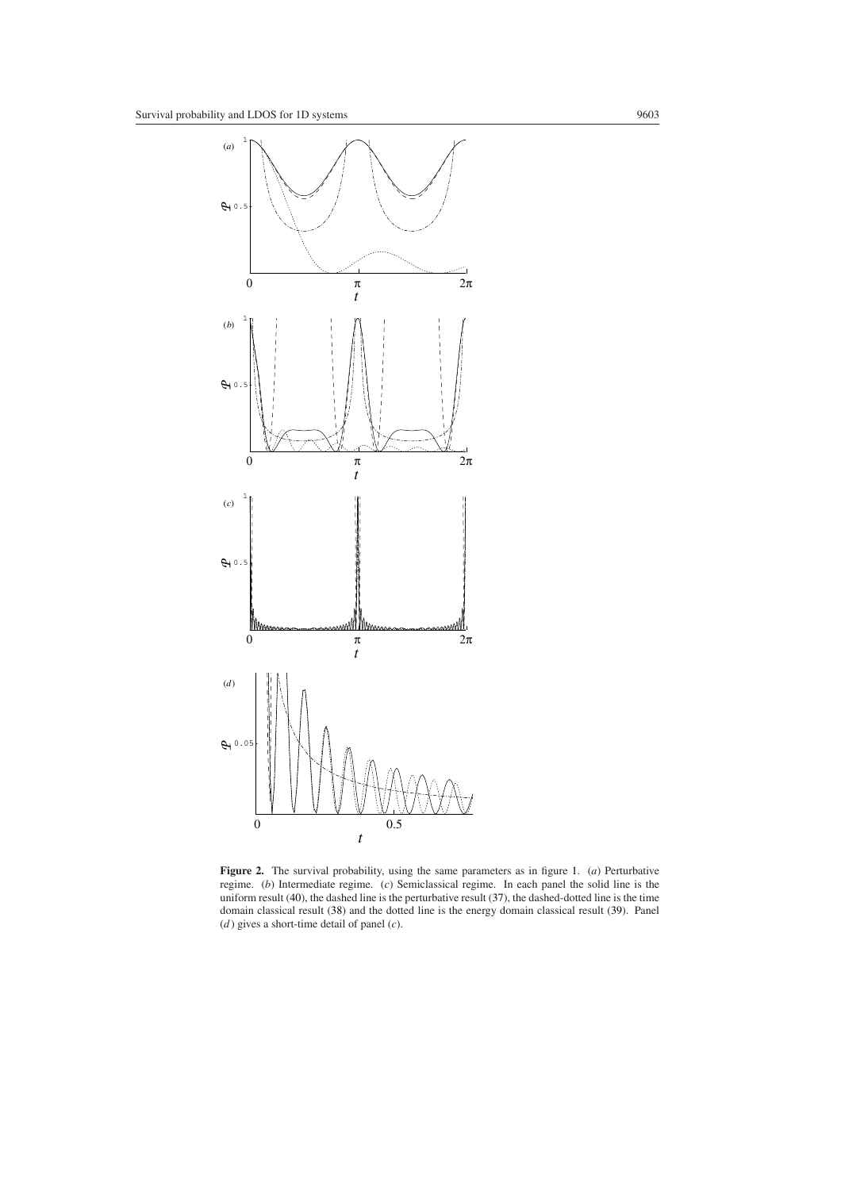**Figure 2.** The survival probability, using the same parameters as in figure 1. (*a*) Perturbative regime. (*b*) Intermediate regime. (*c*) Semiclassical regime. In each panel the solid line is the uniform result (40), the dashed line is the perturbative result (37), the dashed-dotted line is the time domain classical result (38) and the dotted line is the energy domain classical result (39). Panel (*d*) gives a short-time detail of panel (*c*).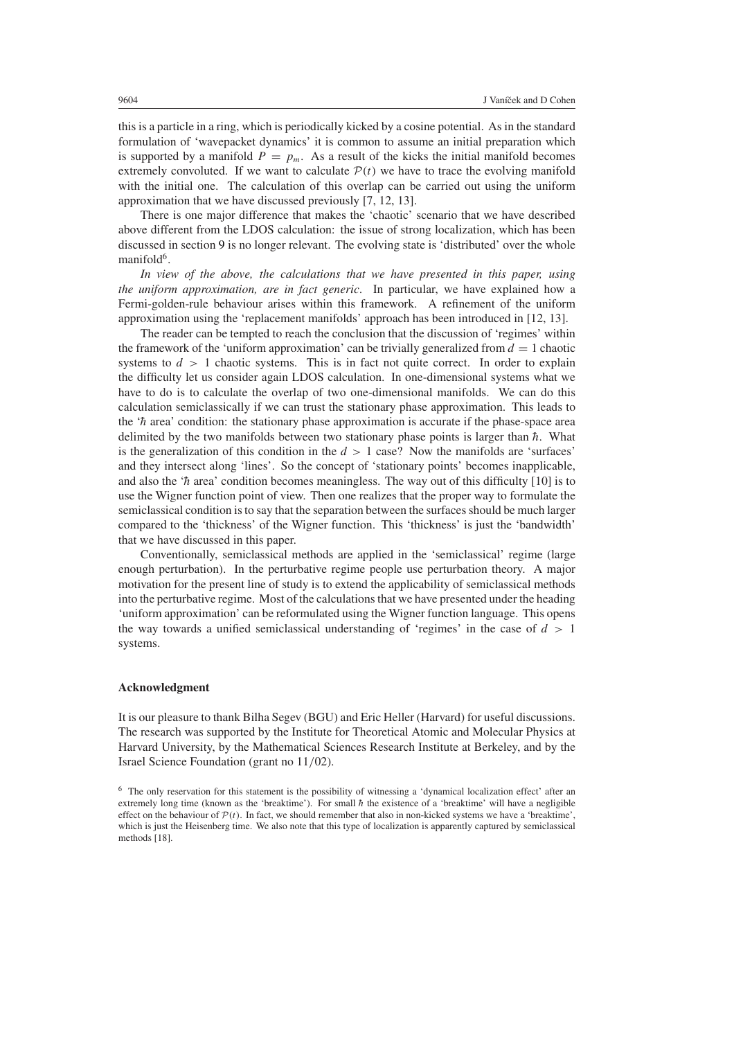this is a particle in a ring, which is periodically kicked by a cosine potential. As in the standard formulation of 'wavepacket dynamics' it is common to assume an initial preparation which is supported by a manifold $P = p_m$. As a result of the kicks the initial manifold becomes extremely convoluted. If we want to calculate $\mathcal{P}(t)$ we have to trace the evolving manifold with the initial one. The calculation of this overlap can be carried out using the uniform approximation that we have discussed previously [7, 12, 13].

There is one major difference that makes the 'chaotic' scenario that we have described above different from the LDOS calculation: the issue of strong localization, which has been discussed in section 9 is no longer relevant. The evolving state is 'distributed' over the whole manifold[6].

*In view of the above, the calculations that we have presented in this paper, using the uniform approximation, are in fact generic*. In particular, we have explained how a Fermi-golden-rule behaviour arises within this framework. A refinement of the uniform approximation using the 'replacement manifolds' approach has been introduced in [12, 13].

The reader can be tempted to reach the conclusion that the discussion of 'regimes' within the framework of the 'uniform approximation' can be trivially generalized from $d = 1$ chaotic systems to $d > 1$ chaotic systems. This is in fact not quite correct. In order to explain the difficulty let us consider again LDOS calculation. In one-dimensional systems what we have to do is to calculate the overlap of two one-dimensional manifolds. We can do this calculation semiclassically if we can trust the stationary phase approximation. This leads to the '$\hbar$ area' condition: the stationary phase approximation is accurate if the phase-space area delimited by the two manifolds between two stationary phase points is larger than $\hbar$. What is the generalization of this condition in the $d > 1$ case? Now the manifolds are 'surfaces' and they intersect along 'lines'. So the concept of 'stationary points' becomes inapplicable, and also the '$\hbar$ area' condition becomes meaningless. The way out of this difficulty [10] is to use the Wigner function point of view. Then one realizes that the proper way to formulate the semiclassical condition is to say that the separation between the surfaces should be much larger compared to the 'thickness' of the Wigner function. This 'thickness' is just the 'bandwidth' that we have discussed in this paper.

Conventionally, semiclassical methods are applied in the 'semiclassical' regime (large enough perturbation). In the perturbative regime people use perturbation theory. A major motivation for the present line of study is to extend the applicability of semiclassical methods into the perturbative regime. Most of the calculations that we have presented under the heading 'uniform approximation' can be reformulated using the Wigner function language. This opens the way towards a unified semiclassical understanding of 'regimes' in the case of $d > 1$ systems.

### Acknowledgment

It is our pleasure to thank Bilha Segev (BGU) and Eric Heller (Harvard) for useful discussions. The research was supported by the Institute for Theoretical Atomic and Molecular Physics at Harvard University, by the Mathematical Sciences Research Institute at Berkeley, and by the Israel Science Foundation (grant no 11/02).

[6] The only reservation for this statement is the possibility of witnessing a 'dynamical localization effect' after an extremely long time (known as the 'breaktime'). For small $\hbar$ the existence of a 'breaktime' will have a negligible effect on the behaviour of $\mathcal{P}(t)$. In fact, we should remember that also in non-kicked systems we have a 'breaktime', which is just the Heisenberg time. We also note that this type of localization is apparently captured by semiclassical methods [18].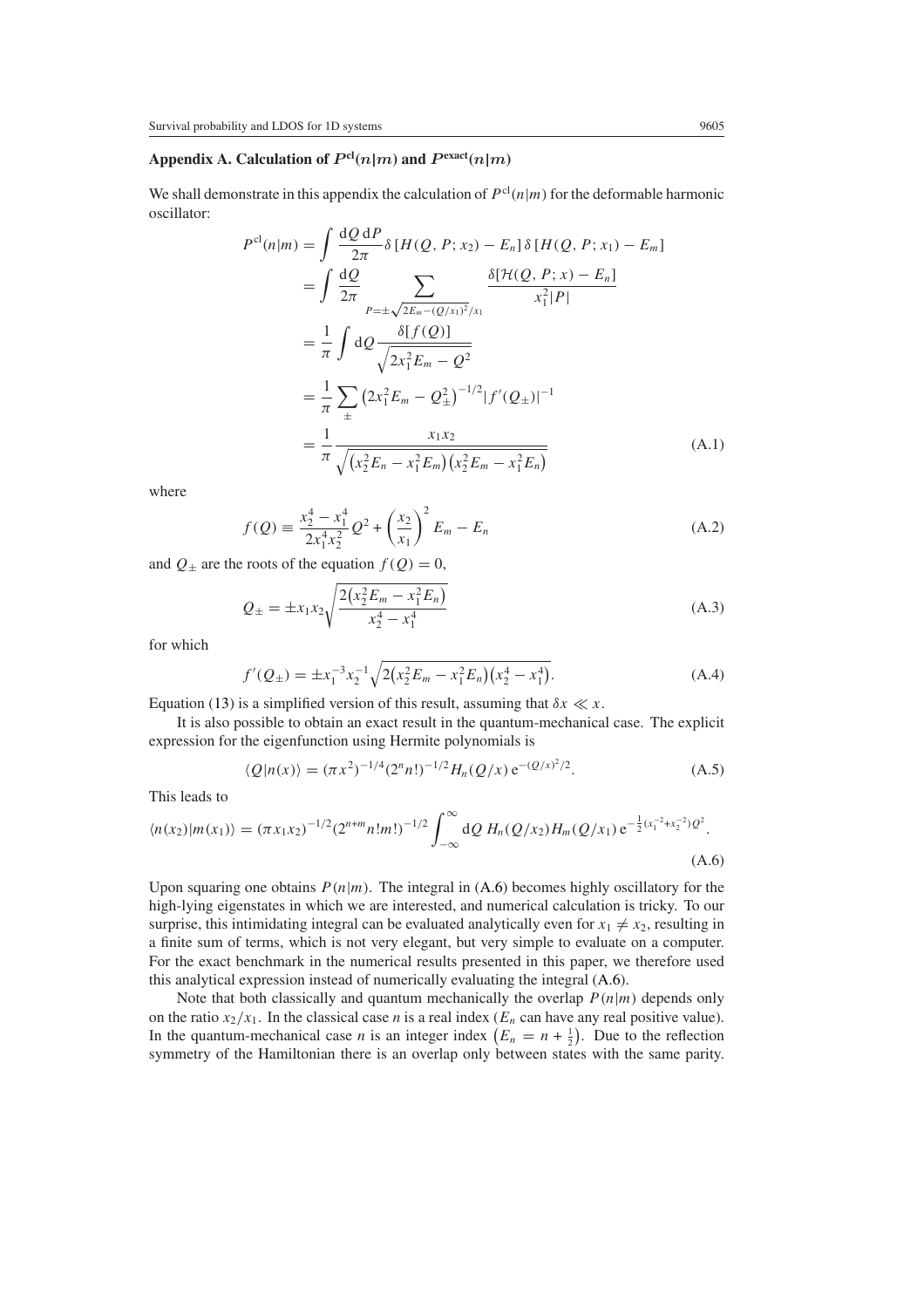## Appendix A. Calculation of $P^{\mathrm{cl}}(n|m)$ and $P^{\mathrm{exact}}(n|m)$

We shall demonstrate in this appendix the calculation of $P^{\mathrm{cl}}(n|m)$ for the deformable harmonic oscillator:

$$
\begin{aligned}
P^{\mathrm{cl}}(n|m) &= \int \frac{\mathrm{d}Q\,\mathrm{d}P}{2\pi}\delta\left[H(Q,P;x_2)-E_n\right]\delta\left[H(Q,P;x_1)-E_m\right] \\
&= \int \frac{\mathrm{d}Q}{2\pi}\sum_{P=\pm\sqrt{2E_m-(Q/x_1)^2}/x_1}\frac{\delta[\mathcal{H}(Q,P;x)-E_n]}{x_1^2|P|} \\
&= \frac{1}{\pi}\int \mathrm{d}Q\,\frac{\delta[f(Q)]}{\sqrt{2x_1^2E_m-Q^2}} \\
&= \frac{1}{\pi}\sum_{\pm}\left(2x_1^2E_m-Q_\pm^2\right)^{-1/2}|f'(Q_\pm)|^{-1} \\
&= \frac{1}{\pi}\frac{x_1x_2}{\sqrt{\left(x_2^2E_n-x_1^2E_m\right)\left(x_2^2E_m-x_1^2E_n\right)}}
\end{aligned}
\tag{A.1}
$$

where

$$
f(Q)\equiv\frac{x_2^4-x_1^4}{2x_1^4x_2^2}Q^2+\left(\frac{x_2}{x_1}\right)^2E_m-E_n \tag{A.2}
$$

and $Q_\pm$ are the roots of the equation $f(Q)=0$,

$$
Q_\pm=\pm x_1x_2\sqrt{\frac{2\left(x_2^2E_m-x_1^2E_n\right)}{x_2^4-x_1^4}} \tag{A.3}
$$

for which

$$
f'(Q_\pm)=\pm x_1^{-3}x_2^{-1}\sqrt{2\left(x_2^2E_m-x_1^2E_n\right)\left(x_2^4-x_1^4\right)}. \tag{A.4}
$$

Equation (13) is a simplified version of this result, assuming that $\delta x\ll x$.

It is also possible to obtain an exact result in the quantum-mechanical case. The explicit expression for the eigenfunction using Hermite polynomials is

$$
\langle Q|n(x)\rangle=(\pi x^2)^{-1/4}(2^nn!)^{-1/2}H_n(Q/x)\,\mathrm{e}^{-(Q/x)^2/2}. \tag{A.5}
$$

This leads to

$$
\langle n(x_2)|m(x_1)\rangle=(\pi x_1x_2)^{-1/2}(2^{n+m}n!m!)^{-1/2}\int_{-\infty}^{\infty}\mathrm{d}Q\,H_n(Q/x_2)H_m(Q/x_1)\,\mathrm{e}^{-\frac{1}{2}(x_1^{-2}+x_2^{-2})Q^2}. \tag{A.6}
$$

Upon squaring one obtains $P(n|m)$. The integral in (A.6) becomes highly oscillatory for the high-lying eigenstates in which we are interested, and numerical calculation is tricky. To our surprise, this intimidating integral can be evaluated analytically even for $x_1\neq x_2$, resulting in a finite sum of terms, which is not very elegant, but very simple to evaluate on a computer. For the exact benchmark in the numerical results presented in this paper, we therefore used this analytical expression instead of numerically evaluating the integral (A.6).

Note that both classically and quantum mechanically the overlap $P(n|m)$ depends only on the ratio $x_2/x_1$. In the classical case $n$ is a real index ($E_n$ can have any real positive value). In the quantum-mechanical case $n$ is an integer index $\left(E_n=n+\frac{1}{2}\right)$. Due to the reflection symmetry of the Hamiltonian there is an overlap only between states with the same parity.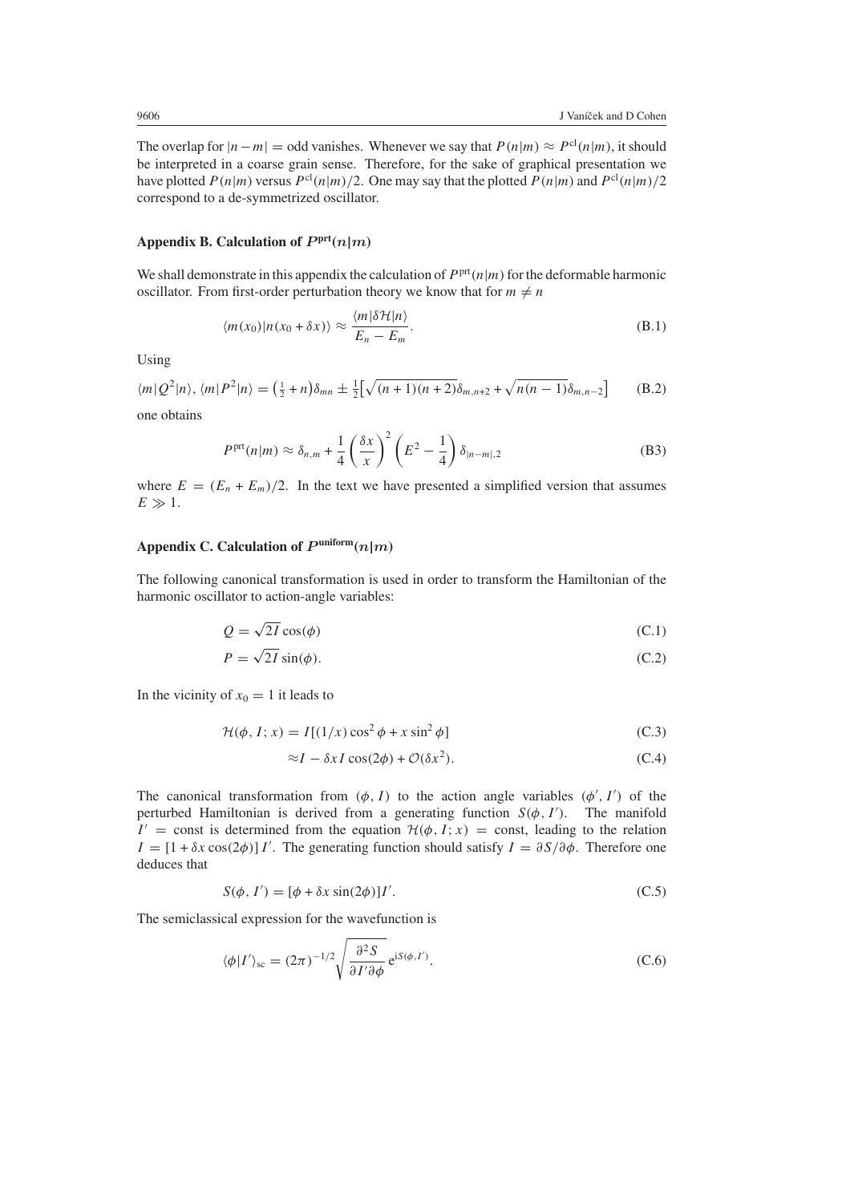The overlap for $|n-m| = $ odd vanishes. Whenever we say that $P(n|m) \approx P^{\mathrm{cl}}(n|m)$, it should be interpreted in a coarse grain sense. Therefore, for the sake of graphical presentation we have plotted $P(n|m)$ versus $P^{\mathrm{cl}}(n|m)/2$. One may say that the plotted $P(n|m)$ and $P^{\mathrm{cl}}(n|m)/2$ correspond to a de-symmetrized oscillator.

## Appendix B. Calculation of $P^{\mathrm{prt}}(n|m)$

We shall demonstrate in this appendix the calculation of $P^{\mathrm{prt}}(n|m)$ for the deformable harmonic oscillator. From first-order perturbation theory we know that for $m \neq n$

$$\langle m(x_0)|n(x_0+\delta x)\rangle \approx \frac{\langle m|\delta\mathcal{H}|n\rangle}{E_n - E_m}. \tag{B.1}$$

Using

$$\langle m|Q^2|n\rangle, \langle m|P^2|n\rangle = \left(\tfrac{1}{2}+n\right)\delta_{mn} \pm \tfrac{1}{2}\left[\sqrt{(n+1)(n+2)}\delta_{m,n+2} + \sqrt{n(n-1)}\delta_{m,n-2}\right] \tag{B.2}$$

one obtains

$$P^{\mathrm{prt}}(n|m) \approx \delta_{n,m} + \frac{1}{4}\left(\frac{\delta x}{x}\right)^2 \left(E^2 - \frac{1}{4}\right)\delta_{|n-m|,2} \tag{B3}$$

where $E = (E_n + E_m)/2$. In the text we have presented a simplified version that assumes $E \gg 1$.

## Appendix C. Calculation of $P^{\mathrm{uniform}}(n|m)$

The following canonical transformation is used in order to transform the Hamiltonian of the harmonic oscillator to action-angle variables:

$$Q = \sqrt{2I}\cos(\phi) \tag{C.1}$$

$$P = \sqrt{2I}\sin(\phi). \tag{C.2}$$

In the vicinity of $x_0 = 1$ it leads to

$$\mathcal{H}(\phi, I; x) = I[(1/x)\cos^2\phi + x\sin^2\phi] \tag{C.3}$$

$$\approx I - \delta x I \cos(2\phi) + \mathcal{O}(\delta x^2). \tag{C.4}$$

The canonical transformation from $(\phi, I)$ to the action angle variables $(\phi', I')$ of the perturbed Hamiltonian is derived from a generating function $S(\phi, I')$. The manifold $I' = $ const is determined from the equation $\mathcal{H}(\phi, I; x) = $ const, leading to the relation $I = [1 + \delta x \cos(2\phi)]\, I'$. The generating function should satisfy $I = \partial S/\partial\phi$. Therefore one deduces that

$$S(\phi, I') = [\phi + \delta x \sin(2\phi)]I'. \tag{C.5}$$

The semiclassical expression for the wavefunction is

$$\langle\phi|I'\rangle_{\mathrm{sc}} = (2\pi)^{-1/2}\sqrt{\frac{\partial^2 S}{\partial I'\partial\phi}}\,\mathrm{e}^{\mathrm{i}S(\phi,I')}. \tag{C.6}$$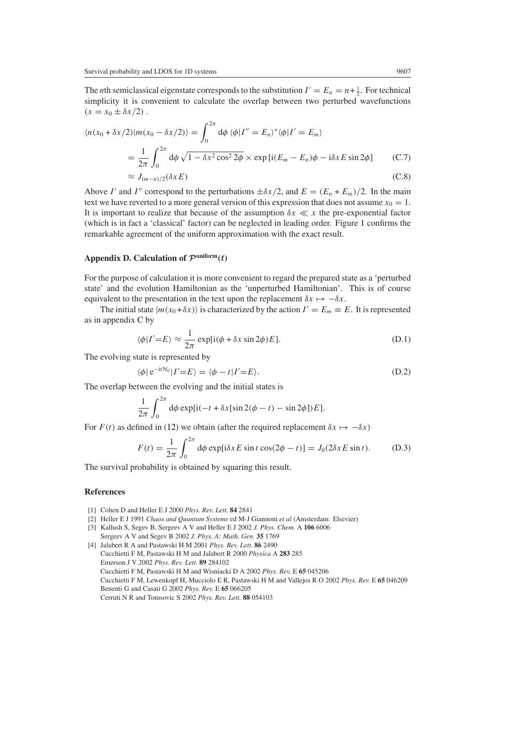The $n$th semiclassical eigenstate corresponds to the substitution $I' = E_n = n + \frac{1}{2}$. For technical simplicity it is convenient to calculate the overlap between two perturbed wavefunctions $(x = x_0 \pm \delta x/2)$ .

$$
\begin{aligned}
\langle n(x_0 + \delta x/2)|m(x_0 - \delta x/2)\rangle &= \int_0^{2\pi} \mathrm{d}\phi \, \langle \phi | I'' = E_n\rangle^* \langle \phi | I' = E_m \rangle \\
&= \frac{1}{2\pi} \int_0^{2\pi} \mathrm{d}\phi \, \sqrt{1 - \delta x^2 \cos^2 2\phi} \times \exp\left[\mathrm{i}(E_m - E_n)\phi - \mathrm{i}\delta x E \sin 2\phi\right] \qquad \text{(C.7)} \\
&\approx J_{(m-n)/2}(\delta x E) \qquad \text{(C.8)}
\end{aligned}
$$

Above $I'$ and $I''$ correspond to the perturbations $\pm\delta x/2$, and $E = (E_n + E_m)/2$. In the main text we have reverted to a more general version of this expression that does not assume $x_0 = 1$. It is important to realize that because of the assumption $\delta x \ll x$ the pre-exponential factor (which is in fact a 'classical' factor) can be neglected in leading order. Figure 1 confirms the remarkable agreement of the uniform approximation with the exact result.

## Appendix D. Calculation of $\mathcal{P}^{\text{uniform}}(t)$

For the purpose of calculation it is more convenient to regard the prepared state as a 'perturbed state' and the evolution Hamiltonian as the 'unperturbed Hamiltonian'. This is of course equivalent to the presentation in the text upon the replacement $\delta x \mapsto -\delta x$.

The initial state $|m(x_0 + \delta x)\rangle$ is characterized by the action $I' = E_m \equiv E$. It is represented as in appendix C by

$$
\langle \phi | I' = E \rangle \approx \frac{1}{2\pi} \exp[\mathrm{i}(\phi + \delta x \sin 2\phi) E]. \qquad \text{(D.1)}
$$

The evolving state is represented by

$$
\langle \phi | \, \mathrm{e}^{-\mathrm{i}t\mathcal{H}_0} | I' = E \rangle = \langle \phi - t | I' = E \rangle. \qquad \text{(D.2)}
$$

The overlap between the evolving and the initial states is

$$
\frac{1}{2\pi} \int_0^{2\pi} \mathrm{d}\phi \exp[\mathrm{i}(-t + \delta x[\sin 2(\phi - t) - \sin 2\phi]) E].
$$

For $F(t)$ as defined in (12) we obtain (after the required replacement $\delta x \mapsto -\delta x$)

$$
F(t) = \frac{1}{2\pi} \int_0^{2\pi} \mathrm{d}\phi \exp[\mathrm{i}\delta x E \sin t \cos(2\phi - t)] = J_0(2\delta x E \sin t). \qquad \text{(D.3)}
$$

The survival probability is obtained by squaring this result.

## References

[1] Cohen D and Heller E J 2000 *Phys. Rev. Lett.* **84** 2841

[2] Heller E J 1991 *Chaos and Quantum Systems* ed M-J Giannoni *et al* (Amsterdam: Elsevier)

[3] Kallush S, Segev B, Sergeev A V and Heller E J 2002 *J. Phys. Chem.* A **106** 6006
Sergeev A V and Segev B 2002 *J. Phys. A: Math. Gen.* **35** 1769

[4] Jalabert R A and Pastawski H M 2001 *Phys. Rev. Lett.* **86** 2490
Cucchietti F M, Pastawski H M and Jalabert R 2000 *Physica* A **283** 285
Emerson J V 2002 *Phys. Rev. Lett.* **89** 284102
Cucchietti F M, Pastawski H M and Wisniacki D A 2002 *Phys. Rev.* E **65** 045206
Cucchietti F M, Lewenkopf H, Mucciolo E R, Pastawski H M and Vallejos R O 2002 *Phys. Rev.* E **65** 046209
Benenti G and Casati G 2002 *Phys. Rev.* E **65** 066205
Cerruti N R and Tomsovic S 2002 *Phys. Rev. Lett.* **88** 054103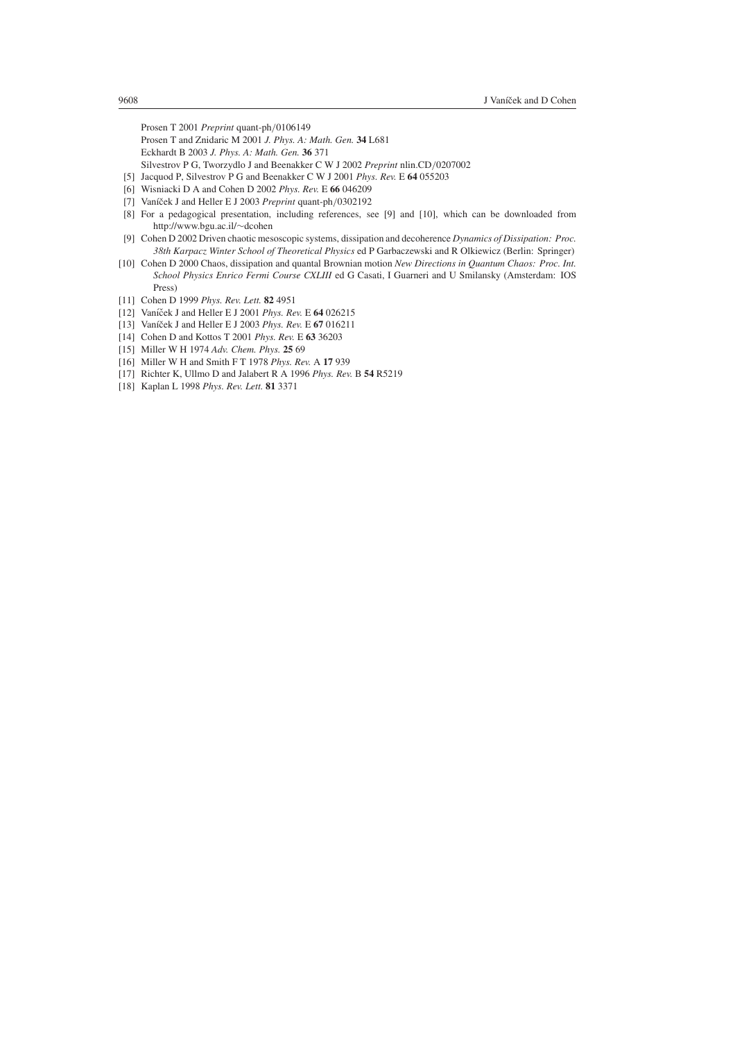Prosen T 2001 *Preprint* quant-ph/0106149

Prosen T and Znidaric M 2001 *J. Phys. A: Math. Gen.* **34** L681

Eckhardt B 2003 *J. Phys. A: Math. Gen.* **36** 371

Silvestrov P G, Tworzydlo J and Beenakker C W J 2002 *Preprint* nlin.CD/0207002

[5] Jacquod P, Silvestrov P G and Beenakker C W J 2001 *Phys. Rev.* E **64** 055203

[6] Wisniacki D A and Cohen D 2002 *Phys. Rev.* E **66** 046209

[7] Vaníček J and Heller E J 2003 *Preprint* quant-ph/0302192

[8] For a pedagogical presentation, including references, see [9] and [10], which can be downloaded from http://www.bgu.ac.il/~dcohen

[9] Cohen D 2002 Driven chaotic mesoscopic systems, dissipation and decoherence *Dynamics of Dissipation: Proc. 38th Karpacz Winter School of Theoretical Physics* ed P Garbaczewski and R Olkiewicz (Berlin: Springer)

[10] Cohen D 2000 Chaos, dissipation and quantal Brownian motion *New Directions in Quantum Chaos: Proc. Int. School Physics Enrico Fermi Course CXLIII* ed G Casati, I Guarneri and U Smilansky (Amsterdam: IOS Press)

[11] Cohen D 1999 *Phys. Rev. Lett.* **82** 4951

[12] Vaníček J and Heller E J 2001 *Phys. Rev.* E **64** 026215

[13] Vaníček J and Heller E J 2003 *Phys. Rev.* E **67** 016211

[14] Cohen D and Kottos T 2001 *Phys. Rev.* E **63** 36203

[15] Miller W H 1974 *Adv. Chem. Phys.* **25** 69

[16] Miller W H and Smith F T 1978 *Phys. Rev.* A **17** 939

[17] Richter K, Ullmo D and Jalabert R A 1996 *Phys. Rev.* B **54** R5219

[18] Kaplan L 1998 *Phys. Rev. Lett.* **81** 3371